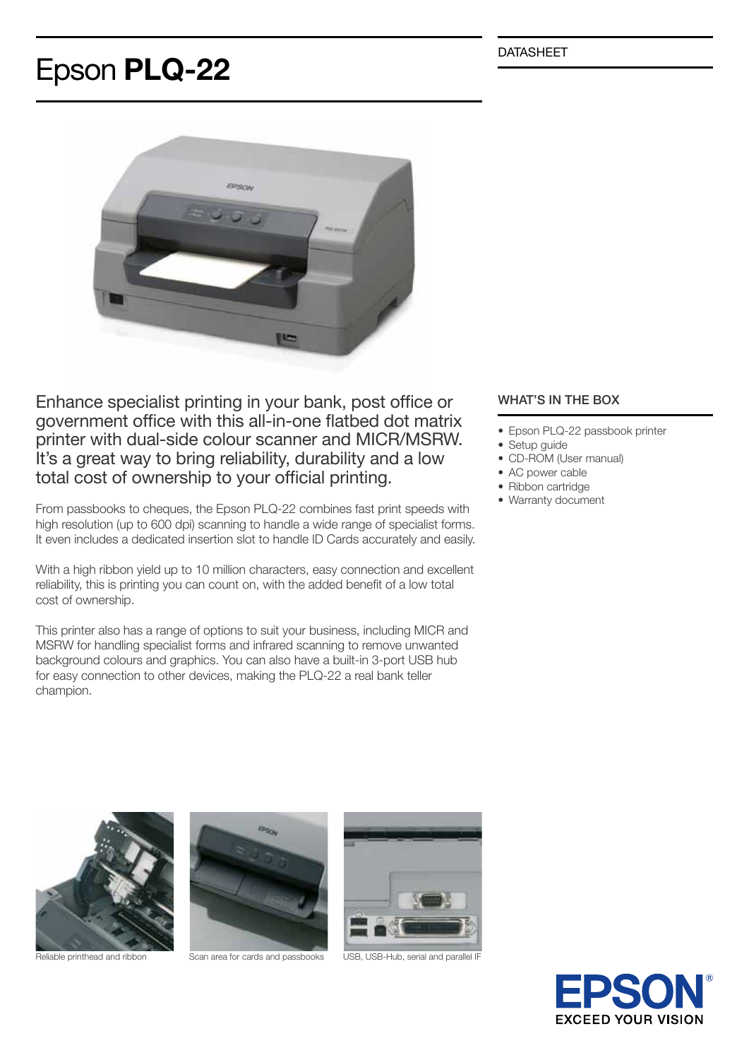DATASHEET

# Epson **PLQ-22**

Enhance specialist printing in your bank, post office or government office with this all-in-one flatbed dot matrix printer with dual-side colour scanner and MICR/MSRW. It's a great way to bring reliability, durability and a low total cost of ownership to your official printing.

From passbooks to cheques, the Epson PLQ-22 combines fast print speeds with high resolution (up to 600 dpi) scanning to handle a wide range of specialist forms. It even includes a dedicated insertion slot to handle ID Cards accurately and easily.

With a high ribbon yield up to 10 million characters, easy connection and excellent reliability, this is printing you can count on, with the added benefit of a low total cost of ownership.

This printer also has a range of options to suit your business, including MICR and MSRW for handling specialist forms and infrared scanning to remove unwanted background colours and graphics. You can also have a built-in 3-port USB hub for easy connection to other devices, making the PLQ-22 a real bank teller champion.

Reliable printhead and ribbon

Scan area for cards and passbooks

USB, USB-Hub, serial and parallel IF

## WHAT'S IN THE BOX

- Epson PLQ-22 passbook printer
- Setup guide
- CD-ROM (User manual)
- AC power cable
- Ribbon cartridge
- Warranty document

EPSON EXCEED YOUR VISION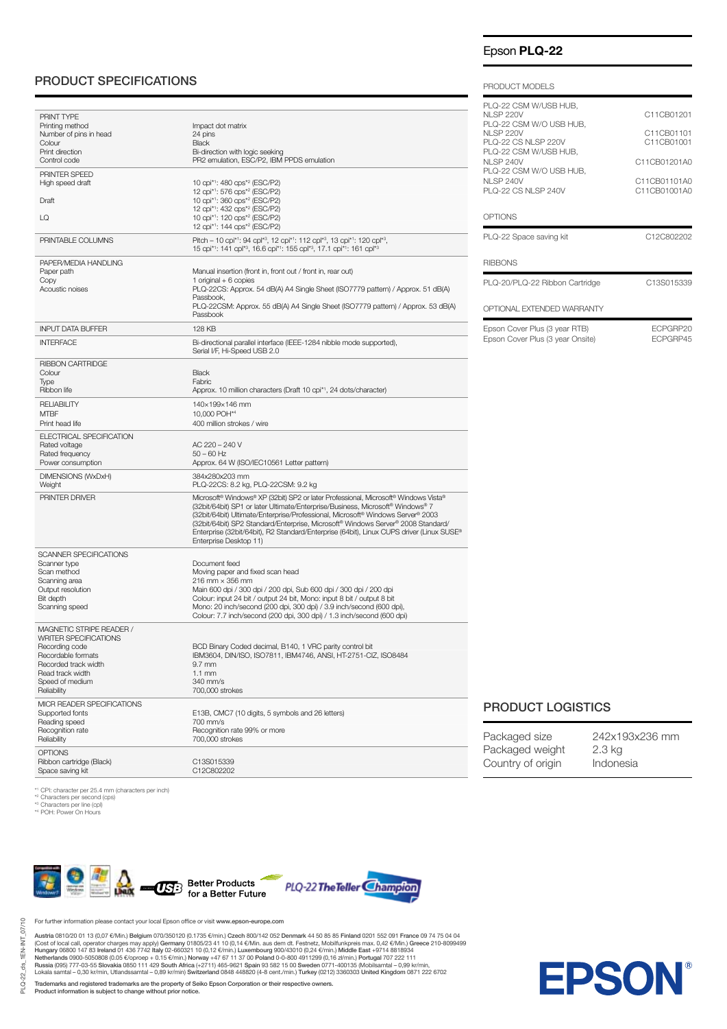## PRODUCT SPECIFICATIONS

| | |
|---|---|
| **PRINT TYPE** | |
| Printing method | Impact dot matrix |
| Number of pins in head | 24 pins |
| Colour | Black |
| Print direction | Bi-direction with logic seeking |
| Control code | PR2 emulation, ESC/P2, IBM PPDS emulation |
| **PRINTER SPEED** | |
| High speed draft | 10 cpi[*1]: 480 cps[*2] (ESC/P2)<br>12 cpi[*1]: 576 cps[*2] (ESC/P2) |
| Draft | 10 cpi[*1]: 360 cps[*2] (ESC/P2)<br>12 cpi[*1]: 432 cps[*2] (ESC/P2) |
| LQ | 10 cpi[*1]: 120 cps[*2] (ESC/P2)<br>12 cpi[*1]: 144 cps[*2] (ESC/P2) |
| **PRINTABLE COLUMNS** | Pitch – 10 cpi[*1]: 94 cpl[*3], 12 cpi[*1]: 112 cpl[*3], 13 cpi[*1]: 120 cpl[*3], 15 cpi[*1]: 141 cpl[*3], 16.6 cpi[*1]: 155 cpl[*3], 17.1 cpi[*1]: 161 cpl[*3] |
| **PAPER/MEDIA HANDLING** | |
| Paper path | Manual insertion (front in, front out / front in, rear out) |
| Copy | 1 original + 6 copies |
| Acoustic noises | PLQ-22CS: Approx. 54 dB(A) A4 Single Sheet (ISO7779 pattern) / Approx. 51 dB(A) Passbook,<br>PLQ-22CSM: Approx. 55 dB(A) A4 Single Sheet (ISO7779 pattern) / Approx. 53 dB(A) Passbook |
| **INPUT DATA BUFFER** | 128 KB |
| **INTERFACE** | Bi-directional parallel interface (IEEE-1284 nibble mode supported), Serial I/F, Hi-Speed USB 2.0 |
| **RIBBON CARTRIDGE** | |
| Colour | Black |
| Type | Fabric |
| Ribbon life | Approx. 10 million characters (Draft 10 cpi[*1], 24 dots/character) |
| **RELIABILITY** | 140×199×146 mm |
| MTBF | 10,000 POH[*4] |
| Print head life | 400 million strokes / wire |
| **ELECTRICAL SPECIFICATION** | |
| Rated voltage | AC 220 – 240 V |
| Rated frequency | 50 – 60 Hz |
| Power consumption | Approx. 64 W (ISO/IEC10561 Letter pattern) |
| **DIMENSIONS (WxDxH)** | 384x280x203 mm |
| Weight | PLQ-22CS: 8.2 kg, PLQ-22CSM: 9.2 kg |
| **PRINTER DRIVER** | Microsoft® Windows® XP (32bit) SP2 or later Professional, Microsoft® Windows Vista® (32bit/64bit) SP1 or later Ultimate/Enterprise/Business, Microsoft® Windows® 7 (32bit/64bit) Ultimate/Enterprise/Professional, Microsoft® Windows Server® 2003 (32bit/64bit) SP2 Standard/Enterprise, Microsoft® Windows Server® 2008 Standard/ Enterprise (32bit/64bit), R2 Standard/Enterprise (64bit), Linux CUPS driver (Linux SUSE® Enterprise Desktop 11) |
| **SCANNER SPECIFICATIONS** | |
| Scanner type | Document feed |
| Scan method | Moving paper and fixed scan head |
| Scanning area | 216 mm × 356 mm |
| Output resolution | Main 600 dpi / 300 dpi / 200 dpi, Sub 600 dpi / 300 dpi / 200 dpi |
| Bit depth | Colour: input 24 bit / output 24 bit, Mono: input 8 bit / output 8 bit |
| Scanning speed | Mono: 20 inch/second (200 dpi, 300 dpi) / 3.9 inch/second (600 dpi),<br>Colour: 7.7 inch/second (200 dpi, 300 dpi) / 1.3 inch/second (600 dpi) |
| **MAGNETIC STRIPE READER / WRITER SPECIFICATIONS** | |
| Recording code | BCD Binary Coded decimal, B140, 1 VRC parity control bit |
| Recordable formats | IBM3604, DIN/ISO, ISO7811, IBM4746, ANSI, HT-2751-CIZ, ISO8484 |
| Recorded track width | 9.7 mm |
| Read track width | 1.1 mm |
| Speed of medium | 340 mm/s |
| Reliability | 700,000 strokes |
| **MICR READER SPECIFICATIONS** | |
| Supported fonts | E13B, CMC7 (10 digits, 5 symbols and 26 letters) |
| Reading speed | 700 mm/s |
| Recognition rate | Recognition rate 99% or more |
| Reliability | 700,000 strokes |
| **OPTIONS** | |
| Ribbon cartridge (Black) | C13S015339 |
| Space saving kit | C12C802202 |

[*1] CPI: character per 25.4 mm (characters per inch)
[*2] Characters per second (cps)
[*3] Characters per line (cpl)
[*4] POH: Power On Hours

Better Products for a Better Future

PLQ-22 The Teller Champion

For further information please contact your local Epson office or visit www.epson-europe.com

**Austria** 0810/20 01 13 (0,07 €/Min.) **Belgium** 070/350120 (0.1735 €/min.) **Czech** 800/142 052 **Denmark** 44 50 85 85 **Finland** 0201 552 091 **France** 09 74 75 04 04 (Cost of local call, operator charges may apply) **Germany** 01805/23 41 10 (0,14 €/Min. aus dem dt. Festnetz, Mobilfunkpreis max. 0,42 €/Min.) **Greece** 210-8099499 **Hungary** 06800 147 83 **Ireland** 01 436 7742 **Italy** 02-660321 10 (0,12 €/min.) **Luxembourg** 900/43010 (0,24 €/min.) **Middle East** +9714 8818934 **Netherlands** 0900-5050808 (0.05 €/oproep + 0.15 €/min.) **Norway** +47 67 11 37 00 **Poland** 0-0-800 4911299 (0,16 zł/min.) **Portugal** 707 222 111 **Russia** (095) 777-03-55 **Slovakia** 0850 111 429 **South Africa** (+2711) 465-9621 **Spain** 93 582 15 00 **Sweden** 0771-400135 (Mobilsamtal – 0,99 kr/min, Lokala samtal – 0,30 kr/min, Utlandssamtal – 0,89 kr/min) **Switzerland** 0848 448820 (4-8 cent./min.) **Turkey** (0212) 3360303 **United Kingdom** 0871 222 6702

**Trademarks and registered trademarks are the property of Seiko Epson Corporation or their respective owners.**
**Product information is subject to change without prior notice.**

PLQ-22_ds_1EN-INT_07/10

# Epson PLQ-22

### PRODUCT MODELS

| | |
|---|---|
| PLQ-22 CSM W/USB HUB, NLSP 220V | C11CB01201 |
| PLQ-22 CSM W/O USB HUB, NLSP 220V | C11CB01101 |
| PLQ-22 CS NLSP 220V | C11CB01001 |
| PLQ-22 CSM W/USB HUB, NLSP 240V | C11CB01201A0 |
| PLQ-22 CSM W/O USB HUB, NLSP 240V | C11CB01101A0 |
| PLQ-22 CS NLSP 240V | C11CB01001A0 |

### OPTIONS

| | |
|---|---|
| PLQ-22 Space saving kit | C12C802202 |

### RIBBONS

| | |
|---|---|
| PLQ-20/PLQ-22 Ribbon Cartridge | C13S015339 |

### OPTIONAL EXTENDED WARRANTY

| | |
|---|---|
| Epson Cover Plus (3 year RTB) | ECPGRP20 |
| Epson Cover Plus (3 year Onsite) | ECPGRP45 |

## PRODUCT LOGISTICS

| | |
|---|---|
| Packaged size | 242x193x236 mm |
| Packaged weight | 2.3 kg |
| Country of origin | Indonesia |

EPSON®